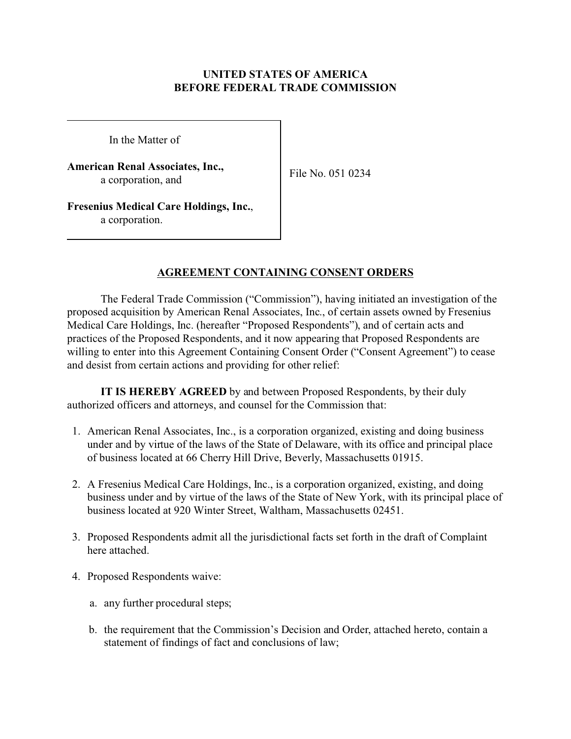**UNITED STATES OF AMERICA**
**BEFORE FEDERAL TRADE COMMISSION**

| | |
|---|---|
| In the Matter of<br><br>**American Renal Associates, Inc.,**<br>a corporation, and<br><br>**Fresenius Medical Care Holdings, Inc.**,<br>a corporation. | File No. 051 0234 |

## AGREEMENT CONTAINING CONSENT ORDERS

The Federal Trade Commission ("Commission"), having initiated an investigation of the proposed acquisition by American Renal Associates, Inc., of certain assets owned by Fresenius Medical Care Holdings, Inc. (hereafter "Proposed Respondents"), and of certain acts and practices of the Proposed Respondents, and it now appearing that Proposed Respondents are willing to enter into this Agreement Containing Consent Order ("Consent Agreement") to cease and desist from certain actions and providing for other relief:

**IT IS HEREBY AGREED** by and between Proposed Respondents, by their duly authorized officers and attorneys, and counsel for the Commission that:

1. American Renal Associates, Inc., is a corporation organized, existing and doing business under and by virtue of the laws of the State of Delaware, with its office and principal place of business located at 66 Cherry Hill Drive, Beverly, Massachusetts 01915.

2. A Fresenius Medical Care Holdings, Inc., is a corporation organized, existing, and doing business under and by virtue of the laws of the State of New York, with its principal place of business located at 920 Winter Street, Waltham, Massachusetts 02451.

3. Proposed Respondents admit all the jurisdictional facts set forth in the draft of Complaint here attached.

4. Proposed Respondents waive:

   a. any further procedural steps;

   b. the requirement that the Commission's Decision and Order, attached hereto, contain a statement of findings of fact and conclusions of law;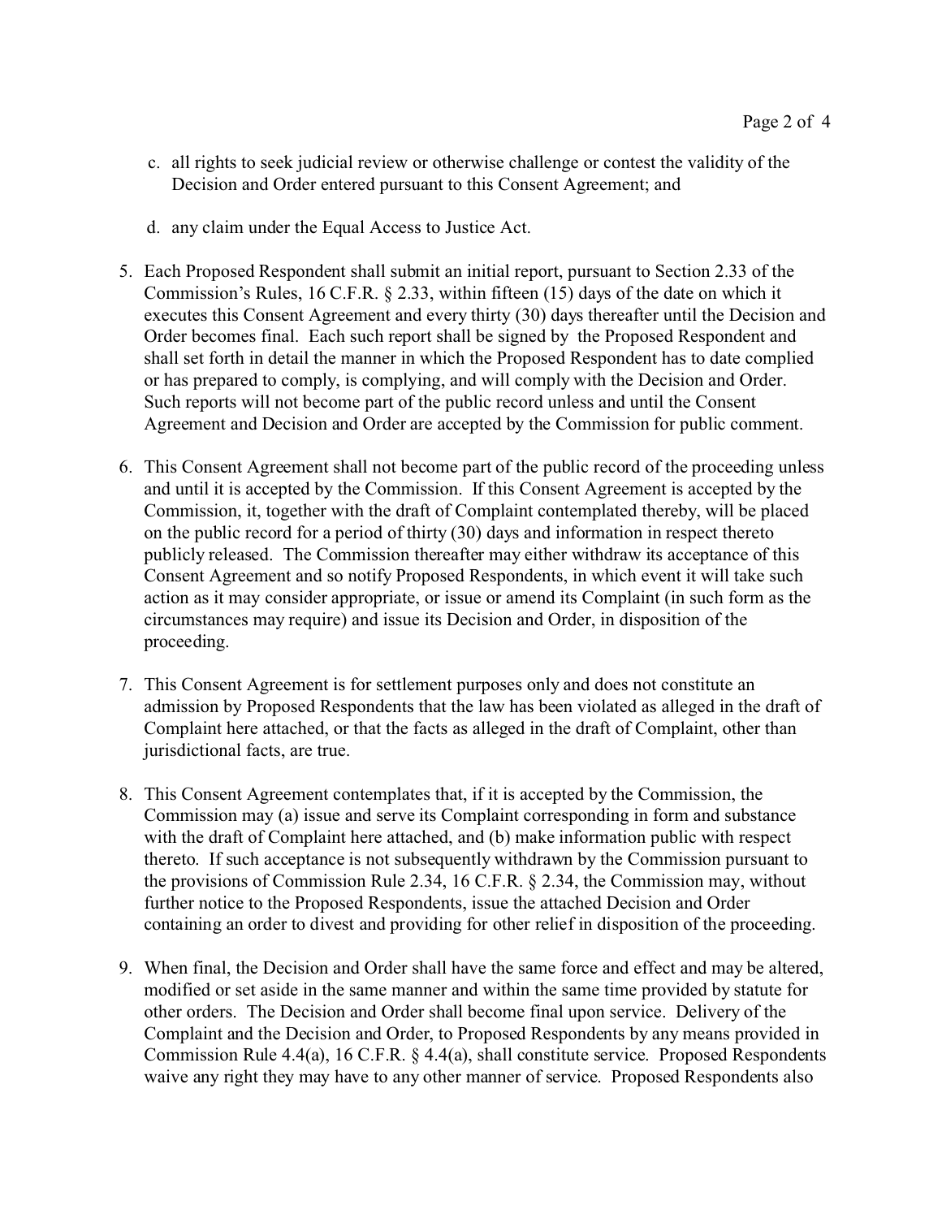c. all rights to seek judicial review or otherwise challenge or contest the validity of the Decision and Order entered pursuant to this Consent Agreement; and

d. any claim under the Equal Access to Justice Act.

5. Each Proposed Respondent shall submit an initial report, pursuant to Section 2.33 of the Commission's Rules, 16 C.F.R. § 2.33, within fifteen (15) days of the date on which it executes this Consent Agreement and every thirty (30) days thereafter until the Decision and Order becomes final. Each such report shall be signed by the Proposed Respondent and shall set forth in detail the manner in which the Proposed Respondent has to date complied or has prepared to comply, is complying, and will comply with the Decision and Order. Such reports will not become part of the public record unless and until the Consent Agreement and Decision and Order are accepted by the Commission for public comment.

6. This Consent Agreement shall not become part of the public record of the proceeding unless and until it is accepted by the Commission. If this Consent Agreement is accepted by the Commission, it, together with the draft of Complaint contemplated thereby, will be placed on the public record for a period of thirty (30) days and information in respect thereto publicly released. The Commission thereafter may either withdraw its acceptance of this Consent Agreement and so notify Proposed Respondents, in which event it will take such action as it may consider appropriate, or issue or amend its Complaint (in such form as the circumstances may require) and issue its Decision and Order, in disposition of the proceeding.

7. This Consent Agreement is for settlement purposes only and does not constitute an admission by Proposed Respondents that the law has been violated as alleged in the draft of Complaint here attached, or that the facts as alleged in the draft of Complaint, other than jurisdictional facts, are true.

8. This Consent Agreement contemplates that, if it is accepted by the Commission, the Commission may (a) issue and serve its Complaint corresponding in form and substance with the draft of Complaint here attached, and (b) make information public with respect thereto. If such acceptance is not subsequently withdrawn by the Commission pursuant to the provisions of Commission Rule 2.34, 16 C.F.R. § 2.34, the Commission may, without further notice to the Proposed Respondents, issue the attached Decision and Order containing an order to divest and providing for other relief in disposition of the proceeding.

9. When final, the Decision and Order shall have the same force and effect and may be altered, modified or set aside in the same manner and within the same time provided by statute for other orders. The Decision and Order shall become final upon service. Delivery of the Complaint and the Decision and Order, to Proposed Respondents by any means provided in Commission Rule 4.4(a), 16 C.F.R. § 4.4(a), shall constitute service. Proposed Respondents waive any right they may have to any other manner of service. Proposed Respondents also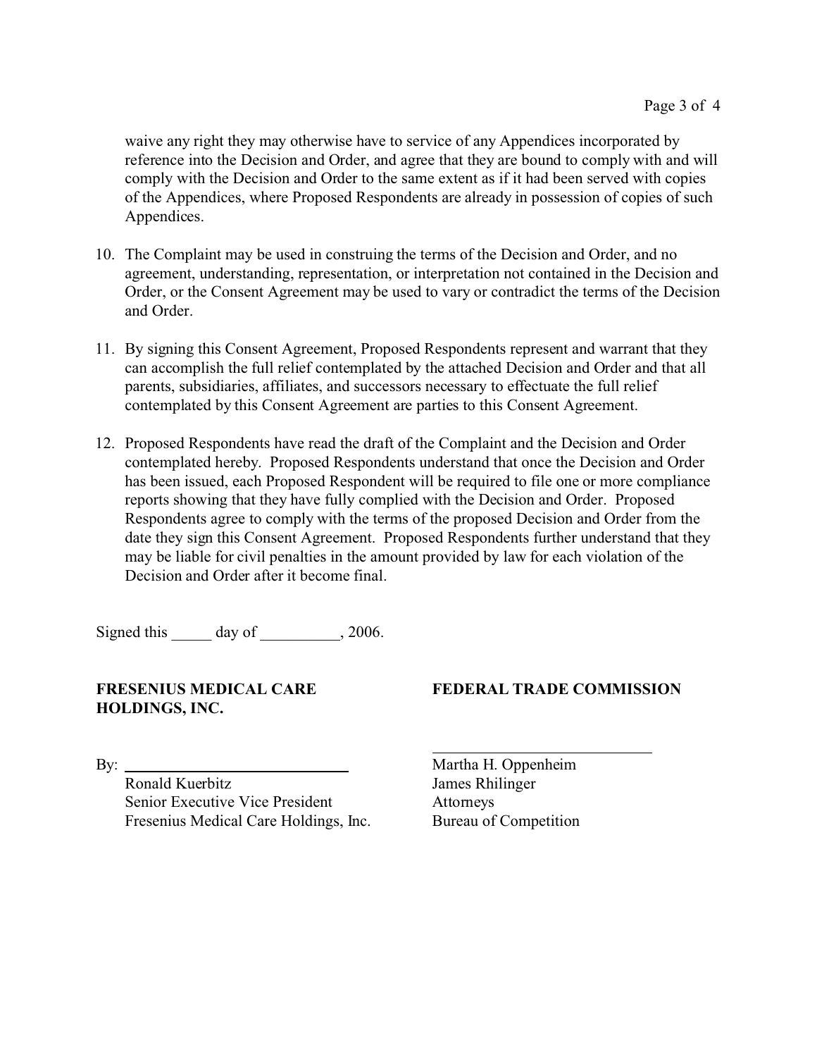waive any right they may otherwise have to service of any Appendices incorporated by reference into the Decision and Order, and agree that they are bound to comply with and will comply with the Decision and Order to the same extent as if it had been served with copies of the Appendices, where Proposed Respondents are already in possession of copies of such Appendices.

10. The Complaint may be used in construing the terms of the Decision and Order, and no agreement, understanding, representation, or interpretation not contained in the Decision and Order, or the Consent Agreement may be used to vary or contradict the terms of the Decision and Order.

11. By signing this Consent Agreement, Proposed Respondents represent and warrant that they can accomplish the full relief contemplated by the attached Decision and Order and that all parents, subsidiaries, affiliates, and successors necessary to effectuate the full relief contemplated by this Consent Agreement are parties to this Consent Agreement.

12. Proposed Respondents have read the draft of the Complaint and the Decision and Order contemplated hereby. Proposed Respondents understand that once the Decision and Order has been issued, each Proposed Respondent will be required to file one or more compliance reports showing that they have fully complied with the Decision and Order. Proposed Respondents agree to comply with the terms of the proposed Decision and Order from the date they sign this Consent Agreement. Proposed Respondents further understand that they may be liable for civil penalties in the amount provided by law for each violation of the Decision and Order after it become final.

Signed this _____ day of __________, 2006.

**FRESENIUS MEDICAL CARE HOLDINGS, INC.**

By: ______________________________
Ronald Kuerbitz
Senior Executive Vice President
Fresenius Medical Care Holdings, Inc.

**FEDERAL TRADE COMMISSION**

______________________________
Martha H. Oppenheim
James Rhilinger
Attorneys
Bureau of Competition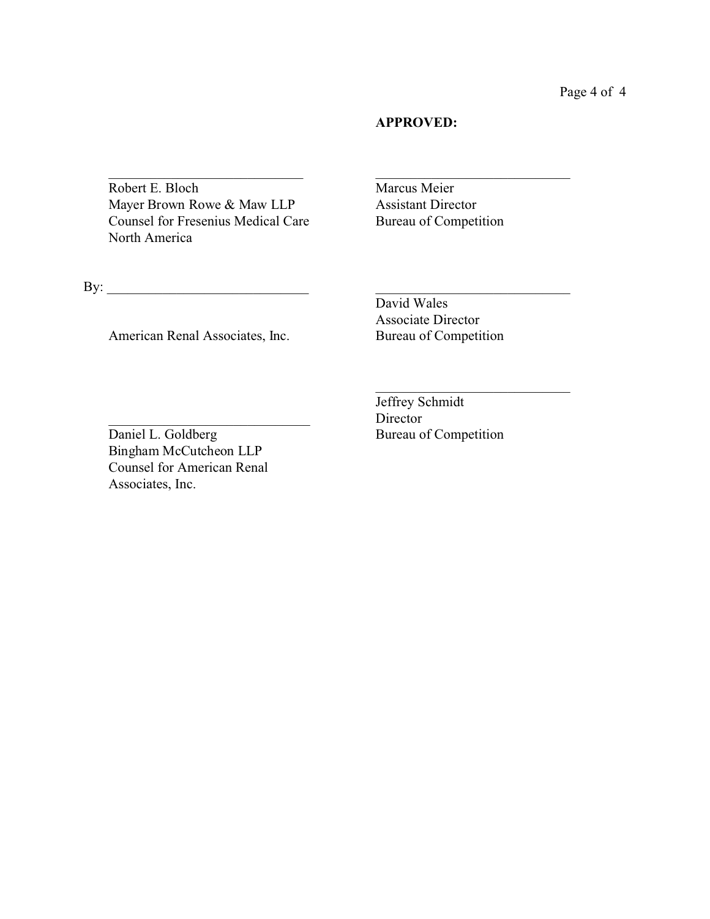**APPROVED:**

\_\_\_\_\_\_\_\_\_\_\_\_\_\_\_\_\_\_\_\_\_\_\_\_\_\_\_\_
Robert E. Bloch
Mayer Brown Rowe & Maw LLP
Counsel for Fresenius Medical Care North America

By: \_\_\_\_\_\_\_\_\_\_\_\_\_\_\_\_\_\_\_\_\_\_\_\_\_\_\_\_

American Renal Associates, Inc.

\_\_\_\_\_\_\_\_\_\_\_\_\_\_\_\_\_\_\_\_\_\_\_\_\_\_\_\_
Daniel L. Goldberg
Bingham McCutcheon LLP
Counsel for American Renal Associates, Inc.

\_\_\_\_\_\_\_\_\_\_\_\_\_\_\_\_\_\_\_\_\_\_\_\_\_\_\_\_
Marcus Meier
Assistant Director
Bureau of Competition

\_\_\_\_\_\_\_\_\_\_\_\_\_\_\_\_\_\_\_\_\_\_\_\_\_\_\_\_
David Wales
Associate Director
Bureau of Competition

\_\_\_\_\_\_\_\_\_\_\_\_\_\_\_\_\_\_\_\_\_\_\_\_\_\_\_\_
Jeffrey Schmidt
Director
Bureau of Competition